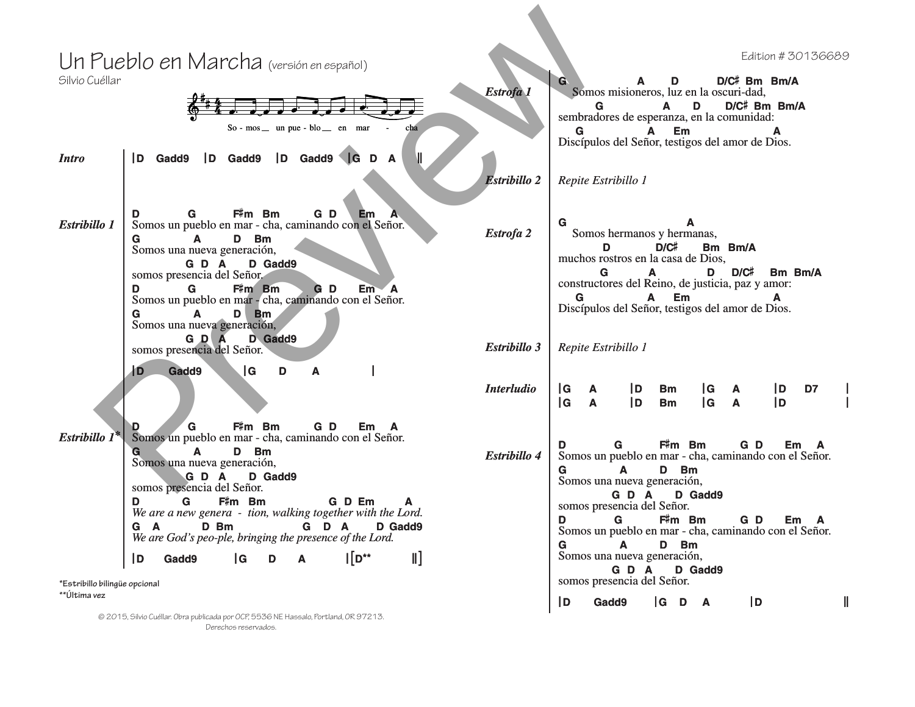# Un Pueblo en Marcha (versión en español)

Silvio Cuéllar

Edition # 30136689

So - mos __ un pue - blo __ en mar - cha

***Intro***

```
|D   Gadd9   |D   Gadd9   |D   Gadd9   |G  D  A   ||
```

***Estribillo 1***

```
D         G          F♯m  Bm         G D      Em    A
Somos un pueblo en mar - cha, caminando con el Señor.
G             A         D    Bm
Somos una nueva generación,
                  G  D  A      D  Gadd9
somos presencia del Señor.
D         G          F♯m  Bm         G D      Em    A
Somos un pueblo en mar - cha, caminando con el Señor.
G             A         D    Bm
Somos una nueva generación,
                  G  D  A      D  Gadd9
somos presencia del Señor.

|D     Gadd9        |G     D     A        |
```

***Estribillo 1****

```
D         G          F♯m  Bm         G D      Em    A
Somos un pueblo en mar - cha, caminando con el Señor.
G             A         D    Bm
Somos una nueva generación,
                  G  D  A      D  Gadd9
somos presencia del Señor.
D         G        F♯m   Bm              G  D  Em      A
We are a new genera  -  tion, walking together with the Lord.
G    A          D Bm               G    D    A      D Gadd9
We are God's peo-ple, bringing the presence of the Lord.

|D     Gadd9        |G     D     A       |[D**        ||]
```

*Estribillo bilingüe opcional
**Última vez

***Estrofa 1***

```
G                 A       D          D/C♯  Bm   Bm/A
  Somos misioneros, luz en la oscuri-dad,
           G               A       D       D/C♯  Bm  Bm/A
sembradores de esperanza, en la comunidad:
     G                  A     Em                      A
Discípulos del Señor, testigos del amor de Dios.
```

***Estribillo 2***

*Repite Estribillo 1*

***Estrofa 2***

```
G                                A
  Somos hermanos y hermanas,
            D            D/C♯        Bm   Bm/A
muchos rostros en la casa de Dios,
           G           A              D    D/C♯      Bm  Bm/A
constructores del Reino, de justicia, paz y amor:
     G                  A     Em                      A
Discípulos del Señor, testigos del amor de Dios.
```

***Estribillo 3***

*Repite Estribillo 1*

***Interludio***

```
|G    A      |D    Bm     |G    A      |D    D7     |
|G    A      |D    Bm     |G    A      |D           |
```

***Estribillo 4***

```
D         G          F♯m  Bm         G D      Em    A
Somos un pueblo en mar - cha, caminando con el Señor.
G             A         D    Bm
Somos una nueva generación,
                  G  D  A      D  Gadd9
somos presencia del Señor.
D         G          F♯m  Bm         G D      Em    A
Somos un pueblo en mar - cha, caminando con el Señor.
G             A         D    Bm
Somos una nueva generación,
                  G  D  A      D  Gadd9
somos presencia del Señor.

|D      Gadd9      |G    D     A        |D                 ||
```

© 2015, Silvio Cuéllar. Obra publicada por OCP, 5536 NE Hassalo, Portland, OR 97213. Derechos reservados.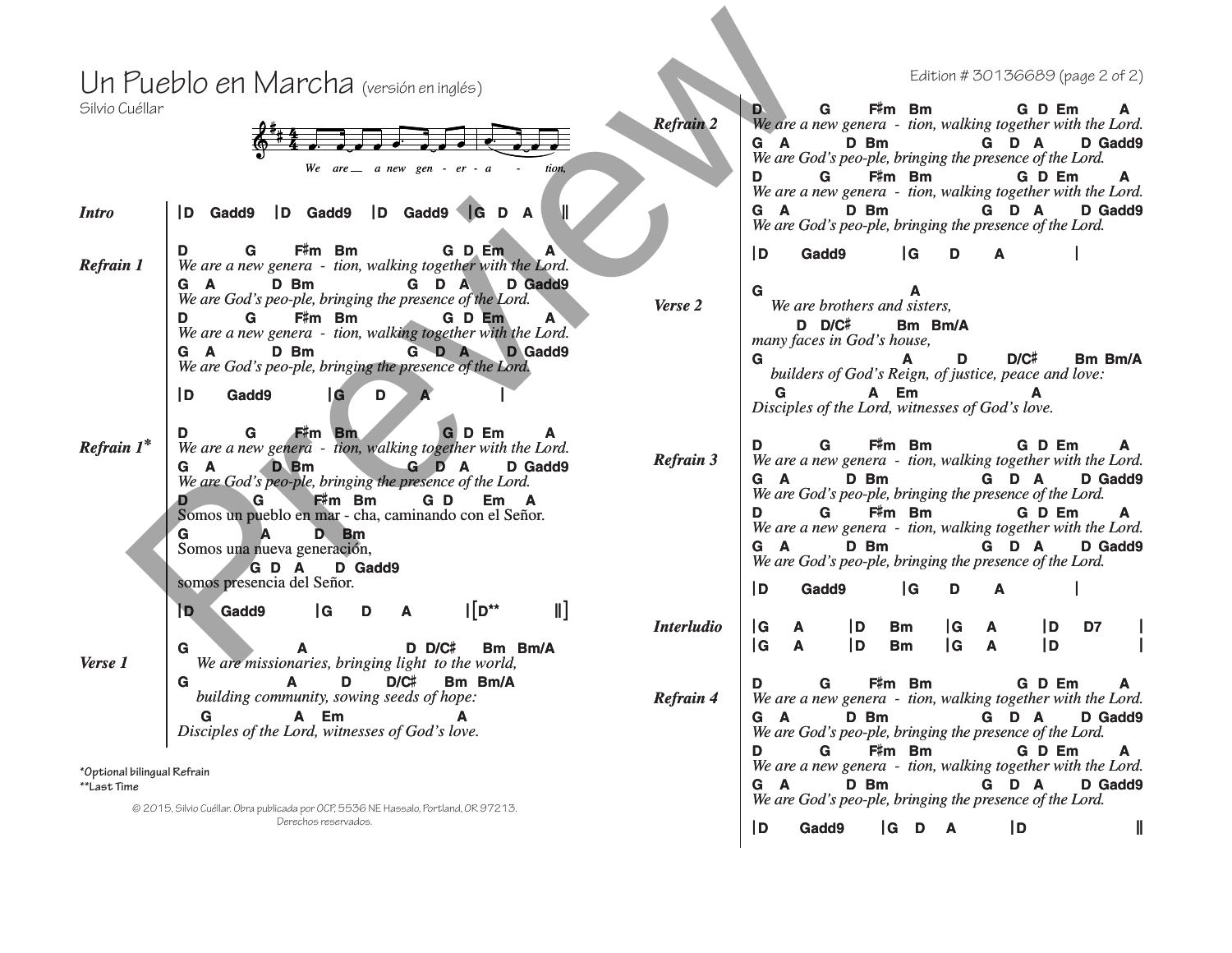# Un Pueblo en Marcha (versión en inglés)

Silvio Cuéllar

Edition # 30136689 (page 2 of 2)

*We are a new gen - er - a - tion,*

**Intro**

|D Gadd9 |D Gadd9 |D Gadd9 |G D A ||

**Refrain 1**

D G F♯m Bm G D Em A
*We are a new genera - tion, walking together with the Lord.*
G A D Bm G D A D Gadd9
*We are God's peo-ple, bringing the presence of the Lord.*
D G F♯m Bm G D Em A
*We are a new genera - tion, walking together with the Lord.*
G A D Bm G D A D Gadd9
*We are God's peo-ple, bringing the presence of the Lord.*

|D Gadd9 |G D A |

**Refrain 1***

D G F♯m Bm G D Em A
*We are a new genera - tion, walking together with the Lord.*
G A D Bm G D A D Gadd9
*We are God's peo-ple, bringing the presence of the Lord.*
D G F♯m Bm G D Em A
Somos un pueblo en mar - cha, caminando con el Señor.
G A D Bm
Somos una nueva generación,
G D A D Gadd9
somos presencia del Señor.

|D Gadd9 |G D A |[D** ||]

**Verse 1**

G A D D/C♯ Bm Bm/A
*We are missionaries, bringing light to the world,*
G A D D/C♯ Bm Bm/A
*building community, sowing seeds of hope:*
G A Em A
*Disciples of the Lord, witnesses of God's love.*

*Optional bilingual Refrain
**Last Time

© 2015, Silvio Cuéllar. Obra publicada por OCP, 5536 NE Hassalo, Portland, OR 97213. Derechos reservados.

**Refrain 2**

D G F♯m Bm G D Em A
*We are a new genera - tion, walking together with the Lord.*
G A D Bm G D A D Gadd9
*We are God's peo-ple, bringing the presence of the Lord.*
D G F♯m Bm G D Em A
*We are a new genera - tion, walking together with the Lord.*
G A D Bm G D A D Gadd9
*We are God's peo-ple, bringing the presence of the Lord.*

|D Gadd9 |G D A |

**Verse 2**

G A
*We are brothers and sisters,*
D D/C♯ Bm Bm/A
*many faces in God's house,*
G A D D/C♯ Bm Bm/A
*builders of God's Reign, of justice, peace and love:*
G A Em A
*Disciples of the Lord, witnesses of God's love.*

**Refrain 3**

D G F♯m Bm G D Em A
*We are a new genera - tion, walking together with the Lord.*
G A D Bm G D A D Gadd9
*We are God's peo-ple, bringing the presence of the Lord.*
D G F♯m Bm G D Em A
*We are a new genera - tion, walking together with the Lord.*
G A D Bm G D A D Gadd9
*We are God's peo-ple, bringing the presence of the Lord.*

|D Gadd9 |G D A |

**Interludio**

|G A |D Bm |G A |D D7 |
|G A |D Bm |G A |D |

**Refrain 4**

D G F♯m Bm G D Em A
*We are a new genera - tion, walking together with the Lord.*
G A D Bm G D A D Gadd9
*We are God's peo-ple, bringing the presence of the Lord.*
D G F♯m Bm G D Em A
*We are a new genera - tion, walking together with the Lord.*
G A D Bm G D A D Gadd9
*We are God's peo-ple, bringing the presence of the Lord.*

|D Gadd9 |G D A |D ||